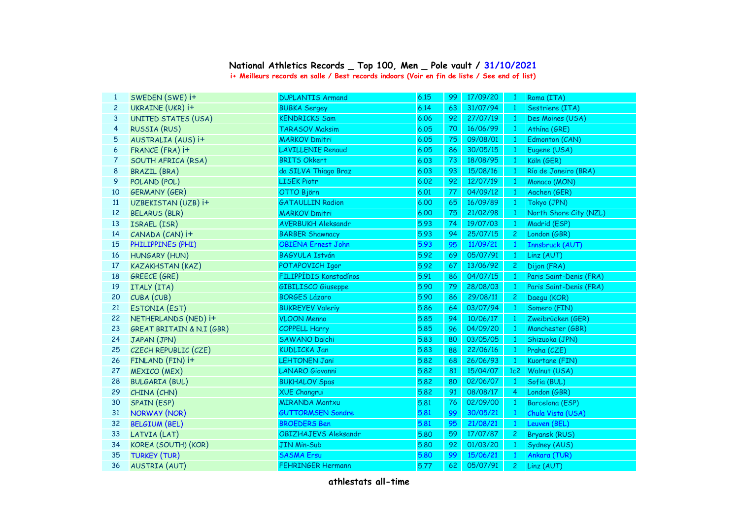# National Athletics Records _ Top 100, Men _ Pole vault / 31/10/2021

**i+ Meilleurs records en salle / Best records indoors (Voir en fin de liste / See end of list)**

| | | | | | | | |
|---|---|---|---|---|---|---|---|
| 1 | SWEDEN (SWE) i+ | DUPLANTIS Armand | 6.15 | 99 | 17/09/20 | 1 | Roma (ITA) |
| 2 | UKRAINE (UKR) i+ | BUBKA Sergey | 6.14 | 63 | 31/07/94 | 1 | Sestriere (ITA) |
| 3 | UNITED STATES (USA) | KENDRICKS Sam | 6.06 | 92 | 27/07/19 | 1 | Des Moines (USA) |
| 4 | RUSSIA (RUS) | TARASOV Maksim | 6.05 | 70 | 16/06/99 | 1 | Athína (GRE) |
| 5 | AUSTRALIA (AUS) i+ | MARKOV Dmitri | 6.05 | 75 | 09/08/01 | 1 | Edmonton (CAN) |
| 6 | FRANCE (FRA) i+ | LAVILLENIE Renaud | 6.05 | 86 | 30/05/15 | 1 | Eugene (USA) |
| 7 | SOUTH AFRICA (RSA) | BRITS Okkert | 6.03 | 73 | 18/08/95 | 1 | Köln (GER) |
| 8 | BRAZIL (BRA) | da SILVA Thiago Braz | 6.03 | 93 | 15/08/16 | 1 | Río de Janeiro (BRA) |
| 9 | POLAND (POL) | LISEK Piotr | 6.02 | 92 | 12/07/19 | 1 | Monaco (MON) |
| 10 | GERMANY (GER) | OTTO Björn | 6.01 | 77 | 04/09/12 | 1 | Aachen (GER) |
| 11 | UZBEKISTAN (UZB) i+ | GATAULLIN Radion | 6.00 | 65 | 16/09/89 | 1 | Tokyo (JPN) |
| 12 | BELARUS (BLR) | MARKOV Dmitri | 6.00 | 75 | 21/02/98 | 1 | North Shore City (NZL) |
| 13 | ISRAEL (ISR) | AVERBUKH Aleksandr | 5.93 | 74 | 19/07/03 | 1 | Madrid (ESP) |
| 14 | CANADA (CAN) i+ | BARBER Shawnacy | 5.93 | 94 | 25/07/15 | 2 | London (GBR) |
| 15 | PHILIPPINES (PHI) | OBIENA Ernest John | 5.93 | 95 | 11/09/21 | 1 | Innsbruck (AUT) |
| 16 | HUNGARY (HUN) | BAGYULA István | 5.92 | 69 | 05/07/91 | 1 | Linz (AUT) |
| 17 | KAZAKHSTAN (KAZ) | POTAPOVICH Igor | 5.92 | 67 | 13/06/92 | 2 | Dijon (FRA) |
| 18 | GREECE (GRE) | FILIPPÍDIS Konstadínos | 5.91 | 86 | 04/07/15 | 1 | Paris Saint-Denis (FRA) |
| 19 | ITALY (ITA) | GIBILISCO Giuseppe | 5.90 | 79 | 28/08/03 | 1 | Paris Saint-Denis (FRA) |
| 20 | CUBA (CUB) | BORGES Lázaro | 5.90 | 86 | 29/08/11 | 2 | Daegu (KOR) |
| 21 | ESTONIA (EST) | BUKREYEV Valeriy | 5.86 | 64 | 03/07/94 | 1 | Somero (FIN) |
| 22 | NETHERLANDS (NED) i+ | VLOON Menno | 5.85 | 94 | 10/06/17 | 1 | Zweibrücken (GER) |
| 23 | GREAT BRITAIN & N.I (GBR) | COPPELL Harry | 5.85 | 96 | 04/09/20 | 1 | Manchester (GBR) |
| 24 | JAPAN (JPN) | SAWANO Daichi | 5.83 | 80 | 03/05/05 | 1 | Shizuoka (JPN) |
| 25 | CZECH REPUBLIC (CZE) | KUDLICKA Jan | 5.83 | 88 | 22/06/16 | 1 | Praha (CZE) |
| 26 | FINLAND (FIN) i+ | LEHTONEN Jani | 5.82 | 68 | 26/06/93 | 1 | Kuortane (FIN) |
| 27 | MEXICO (MEX) | LANARO Giovanni | 5.82 | 81 | 15/04/07 | 1c2 | Walnut (USA) |
| 28 | BULGARIA (BUL) | BUKHALOV Spas | 5.82 | 80 | 02/06/07 | 1 | Sofia (BUL) |
| 29 | CHINA (CHN) | XUE Changrui | 5.82 | 91 | 08/08/17 | 4 | London (GBR) |
| 30 | SPAIN (ESP) | MIRANDA Montxu | 5.81 | 76 | 02/09/00 | 1 | Barcelona (ESP) |
| 31 | NORWAY (NOR) | GUTTORMSEN Sondre | 5.81 | 99 | 30/05/21 | 1 | Chula Vista (USA) |
| 32 | BELGIUM (BEL) | BROEDERS Ben | 5.81 | 95 | 21/08/21 | 1 | Leuven (BEL) |
| 33 | LATVIA (LAT) | OBIZHAJEVS Aleksandr | 5.80 | 59 | 17/07/87 | 2 | Bryansk (RUS) |
| 34 | KOREA (SOUTH) (KOR) | JIN Min-Sub | 5.80 | 92 | 01/03/20 | 1 | Sydney (AUS) |
| 35 | TURKEY (TUR) | SASMA Ersu | 5.80 | 99 | 15/06/21 | 1 | Ankara (TUR) |
| 36 | AUSTRIA (AUT) | FEHRINGER Hermann | 5.77 | 62 | 05/07/91 | 2 | Linz (AUT) |

**athlestats all-time**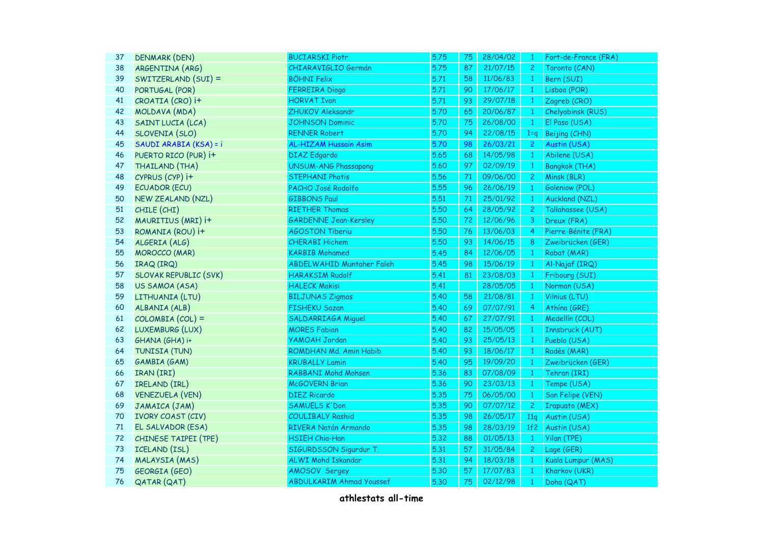| 37 | DENMARK (DEN) | BUCIARSKI Piotr | 5.75 | 75 | 28/04/02 | 1 | Fort-de-France (FRA) |
|---|---|---|---|---|---|---|---|
| 38 | ARGENTINA (ARG) | CHIARAVIGLIO Germán | 5.75 | 87 | 21/07/15 | 2 | Toronto (CAN) |
| 39 | SWITZERLAND (SUI) = | BÖHNI Felix | 5.71 | 58 | 11/06/83 | 1 | Bern (SUI) |
| 40 | PORTUGAL (POR) | FERREIRA Diogo | 5.71 | 90 | 17/06/17 | 1 | Lisboa (POR) |
| 41 | CROATIA (CRO) i+ | HORVAT Ivan | 5.71 | 93 | 29/07/18 | 1 | Zagreb (CRO) |
| 42 | MOLDAVA (MDA) | ZHUKOV Aleksandr | 5.70 | 65 | 20/06/87 | 1 | Chelyabinsk (RUS) |
| 43 | SAINT LUCIA (LCA) | JOHNSON Dominic | 5.70 | 75 | 26/08/00 | 1 | El Paso (USA) |
| 44 | SLOVENIA (SLO) | RENNER Robert | 5.70 | 94 | 22/08/15 | 1=q | Beijing (CHN) |
| 45 | SAUDI ARABIA (KSA) = i | AL-HIZAM Hussain Asim | 5.70 | 98 | 26/03/21 | 2 | Austin (USA) |
| 46 | PUERTO RICO (PUR) i+ | DIAZ Edgardo | 5.65 | 68 | 14/05/98 | 1 | Abilene (USA) |
| 47 | THAILAND (THA) | UNSUM-ANG Phassapong | 5.60 | 97 | 02/09/19 | 1 | Bangkok (THA) |
| 48 | CYPRUS (CYP) i+ | STEPHANI Photis | 5.56 | 71 | 09/06/00 | 2 | Minsk (BLR) |
| 49 | ECUADOR (ECU) | PACHO José Rodolfo | 5.55 | 96 | 26/06/19 | 1 | Goleniow (POL) |
| 50 | NEW ZEALAND (NZL) | GIBBONS Paul | 5.51 | 71 | 25/01/92 | 1 | Auckland (NZL) |
| 51 | CHILE (CHI) | RIETHER Thomas | 5.50 | 64 | 28/05/92 | 2 | Tallahassee (USA) |
| 52 | MAURITIUS (MRI) i+ | GARDENNE Jean-Kersley | 5.50 | 72 | 12/06/96 | 3 | Dreux (FRA) |
| 53 | ROMANIA (ROU) i+ | AGOSTON Tiberiu | 5.50 | 76 | 13/06/03 | 4 | Pierre-Bénite (FRA) |
| 54 | ALGERIA (ALG) | CHERABI Hichem | 5.50 | 93 | 14/06/15 | 8 | Zweibrücken (GER) |
| 55 | MOROCCO (MAR) | KARBIB Mohamed | 5.45 | 84 | 12/06/05 | 1 | Rabat (MAR) |
| 56 | IRAQ (IRQ) | ABDELWAHID Muntaher Faleh | 5.45 | 98 | 15/06/19 | 1 | Al-Najaf (IRQ) |
| 57 | SLOVAK REPUBLIC (SVK) | HARAKSIM Rudolf | 5.41 | 81 | 23/08/03 | 1 | Fribourg (SUI) |
| 58 | US SAMOA (ASA) | HALECK Makisi | 5.41 | | 28/05/05 | 1 | Norman (USA) |
| 59 | LITHUANIA (LTU) | BILJUNAS Zigmas | 5.40 | 58 | 21/08/81 | 1 | Vilnius (LTU) |
| 60 | ALBANIA (ALB) | FISHEKU Sazan | 5.40 | 69 | 07/07/91 | 4 | Athína (GRE) |
| 61 | COLOMBIA (COL) = | SALDARRIAGA Miguel | 5.40 | 67 | 27/07/91 | 1 | Medellín (COL) |
| 62 | LUXEMBURG (LUX) | MORES Fabian | 5.40 | 82 | 15/05/05 | 1 | Innsbruck (AUT) |
| 63 | GHANA (GHA) i+ | YAMOAH Jordan | 5.40 | 93 | 25/05/13 | 1 | Pueblo (USA) |
| 64 | TUNISIA (TUN) | ROMDHAN Md. Amin Habib | 5.40 | 93 | 18/06/17 | 1 | Radès (MAR) |
| 65 | GAMBIA (GAM) | KRUBALLY Lamin | 5.40 | 95 | 19/09/20 | 1 | Zweibrücken (GER) |
| 66 | IRAN (IRI) | RABBANI Mohd Mohsen | 5.36 | 83 | 07/08/09 | 1 | Tehran (IRI) |
| 67 | IRELAND (IRL) | McGOVERN Brian | 5.36 | 90 | 23/03/13 | 1 | Tempe (USA) |
| 68 | VENEZUELA (VEN) | DIEZ Ricardo | 5.35 | 75 | 06/05/00 | 1 | San Felipe (VEN) |
| 69 | JAMAICA (JAM) | SAMUELS K'Don | 5.35 | 90 | 07/07/12 | 2 | Irapuato (MEX) |
| 70 | IVORY COAST (CIV) | COULIBALY Rashid | 5.35 | 98 | 26/05/17 | 11q | Austin (USA) |
| 71 | EL SALVADOR (ESA) | RIVERA Natán Armando | 5.35 | 98 | 28/03/19 | 1f2 | Austin (USA) |
| 72 | CHINESE TAIPEI (TPE) | HSIEH Chia-Han | 5.32 | 88 | 01/05/13 | 1 | Yilan (TPE) |
| 73 | ICELAND (ISL) | SIGURDSSON Sigurdur T. | 5.31 | 57 | 31/05/84 | 2 | Lage (GER) |
| 74 | MALAYSIA (MAS) | ALWI Mohd Iskandar | 5.31 | 94 | 18/03/18 | 1 | Kuala Lumpur (MAS) |
| 75 | GEORGIA (GEO) | AMOSOV Sergey | 5.30 | 57 | 17/07/83 | 1 | Kharkov (UKR) |
| 76 | QATAR (QAT) | ABDULKARIM Ahmad Youssef | 5.30 | 75 | 02/12/98 | 1 | Doha (QAT) |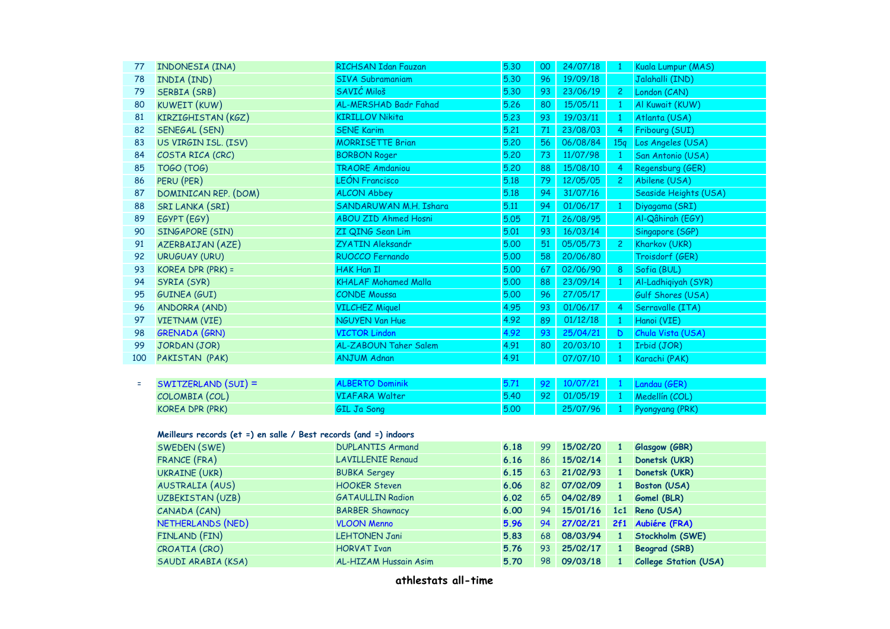| | | | | | | | |
|---|---|---|---|---|---|---|---|
| 77 | INDONESIA (INA) | RICHSAN Idan Fauzan | 5.30 | 00 | 24/07/18 | 1 | Kuala Lumpur (MAS) |
| 78 | INDIA (IND) | SIVA Subramaniam | 5.30 | 96 | 19/09/18 | | Jalahalli (IND) |
| 79 | SERBIA (SRB) | SAVIĆ Miloš | 5.30 | 93 | 23/06/19 | 2 | London (CAN) |
| 80 | KUWEIT (KUW) | AL-MERSHAD Badr Fahad | 5.26 | 80 | 15/05/11 | 1 | Al Kuwait (KUW) |
| 81 | KIRZIGHISTAN (KGZ) | KIRILLOV Nikita | 5.23 | 93 | 19/03/11 | 1 | Atlanta (USA) |
| 82 | SENEGAL (SEN) | SENE Karim | 5.21 | 71 | 23/08/03 | 4 | Fribourg (SUI) |
| 83 | US VIRGIN ISL. (ISV) | MORRISETTE Brian | 5.20 | 56 | 06/08/84 | 15q | Los Angeles (USA) |
| 84 | COSTA RICA (CRC) | BORBON Roger | 5.20 | 73 | 11/07/98 | 1 | San Antonio (USA) |
| 85 | TOGO (TOG) | TRAORE Amdaniou | 5.20 | 88 | 15/08/10 | 4 | Regensburg (GER) |
| 86 | PERU (PER) | LEÓN Francisco | 5.18 | 79 | 12/05/05 | 2 | Abilene (USA) |
| 87 | DOMINICAN REP. (DOM) | ALCON Abbey | 5.18 | 94 | 31/07/16 | | Seaside Heights (USA) |
| 88 | SRI LANKA (SRI) | SANDARUWAN M.H. Ishara | 5.11 | 94 | 01/06/17 | 1 | Diyagama (SRI) |
| 89 | EGYPT (EGY) | ABOU ZID Ahmed Hosni | 5.05 | 71 | 26/08/95 | | Al-Qâhirah (EGY) |
| 90 | SINGAPORE (SIN) | ZI QING Sean Lim | 5.01 | 93 | 16/03/14 | | Singapore (SGP) |
| 91 | AZERBAIJAN (AZE) | ZYATIN Aleksandr | 5.00 | 51 | 05/05/73 | 2 | Kharkov (UKR) |
| 92 | URUGUAY (URU) | RUOCCO Fernando | 5.00 | 58 | 20/06/80 | | Troisdorf (GER) |
| 93 | KOREA DPR (PRK) = | HAK Han Il | 5.00 | 67 | 02/06/90 | 8 | Sofia (BUL) |
| 94 | SYRIA (SYR) | KHALAF Mohamed Malla | 5.00 | 88 | 23/09/14 | 1 | Al-Ladhiqiyah (SYR) |
| 95 | GUINEA (GUI) | CONDE Moussa | 5.00 | 96 | 27/05/17 | | Gulf Shores (USA) |
| 96 | ANDORRA (AND) | VILCHEZ Miquel | 4.95 | 93 | 01/06/17 | 4 | Serravalle (ITA) |
| 97 | VIETNAM (VIE) | NGUYEN Van Hue | 4.92 | 89 | 01/12/18 | 1 | Hanoi (VIE) |
| 98 | GRENADA (GRN) | VICTOR Lindon | 4.92 | 93 | 25/04/21 | D | Chula Vista (USA) |
| 99 | JORDAN (JOR) | AL-ZABOUN Taher Salem | 4.91 | 80 | 20/03/10 | 1 | Irbid (JOR) |
| 100 | PAKISTAN (PAK) | ANJUM Adnan | 4.91 | | 07/07/10 | 1 | Karachi (PAK) |

| | | | | | | | |
|---|---|---|---|---|---|---|---|
| = | SWITZERLAND (SUI) = | ALBERTO Dominik | 5.71 | 92 | 10/07/21 | 1 | Landau (GER) |
| | COLOMBIA (COL) | VIAFARA Walter | 5.40 | 92 | 01/05/19 | 1 | Medellín (COL) |
| | KOREA DPR (PRK) | GIL Ja Song | 5.00 | | 25/07/96 | 1 | Pyongyang (PRK) |

**Meilleurs records (et =) en salle / Best records (and =) indoors**

| | | | | | | |
|---|---|---|---|---|---|---|
| SWEDEN (SWE) | DUPLANTIS Armand | **6.18** | 99 | **15/02/20** | **1** | **Glasgow (GBR)** |
| FRANCE (FRA) | LAVILLENIE Renaud | **6.16** | 86 | **15/02/14** | **1** | **Donetsk (UKR)** |
| UKRAINE (UKR) | BUBKA Sergey | **6.15** | 63 | **21/02/93** | **1** | **Donetsk (UKR)** |
| AUSTRALIA (AUS) | HOOKER Steven | **6.06** | 82 | **07/02/09** | **1** | **Boston (USA)** |
| UZBEKISTAN (UZB) | GATAULLIN Radion | **6.02** | 65 | **04/02/89** | **1** | **Gomel (BLR)** |
| CANADA (CAN) | BARBER Shawnacy | **6.00** | 94 | **15/01/16** | **1c1** | **Reno (USA)** |
| NETHERLANDS (NED) | VLOON Menno | **5.96** | 94 | **27/02/21** | **2f1** | **Aubiére (FRA)** |
| FINLAND (FIN) | LEHTONEN Jani | **5.83** | 68 | **08/03/94** | **1** | **Stockholm (SWE)** |
| CROATIA (CRO) | HORVAT Ivan | **5.76** | 93 | **25/02/17** | **1** | **Beograd (SRB)** |
| SAUDI ARABIA (KSA) | AL-HIZAM Hussain Asim | **5.70** | 98 | **09/03/18** | **1** | **College Station (USA)** |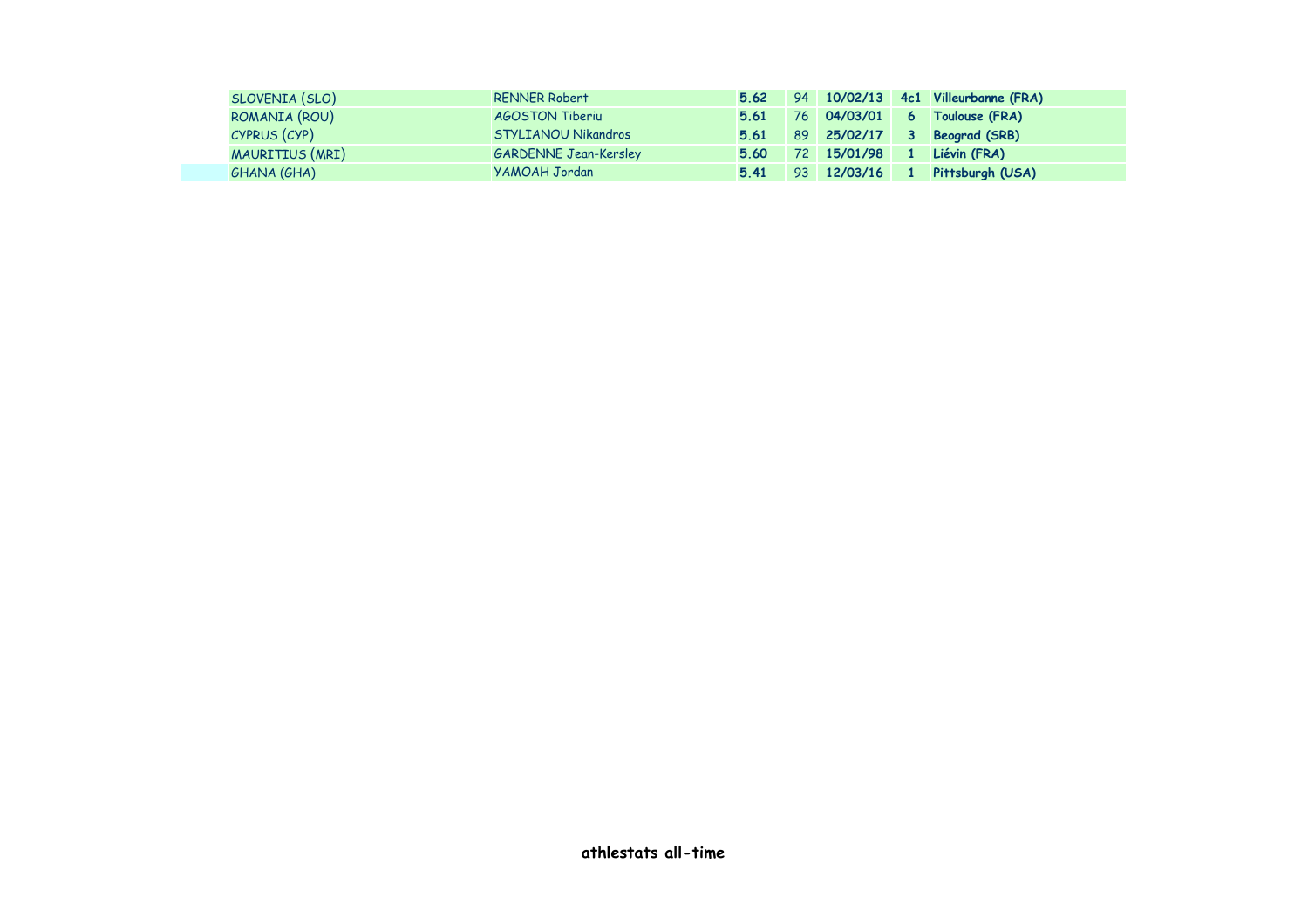| | | | | | | |
|---|---|---|---|---|---|---|
| SLOVENIA (SLO) | RENNER Robert | **5.62** | 94 | **10/02/13** | **4c1** | **Villeurbanne (FRA)** |
| ROMANIA (ROU) | AGOSTON Tiberiu | **5.61** | 76 | **04/03/01** | **6** | **Toulouse (FRA)** |
| CYPRUS (CYP) | STYLIANOU Nikandros | **5.61** | 89 | **25/02/17** | **3** | **Beograd (SRB)** |
| MAURITIUS (MRI) | GARDENNE Jean-Kersley | **5.60** | 72 | **15/01/98** | **1** | **Liévin (FRA)** |
| GHANA (GHA) | YAMOAH Jordan | **5.41** | 93 | **12/03/16** | **1** | **Pittsburgh (USA)** |

**athlestats all-time**